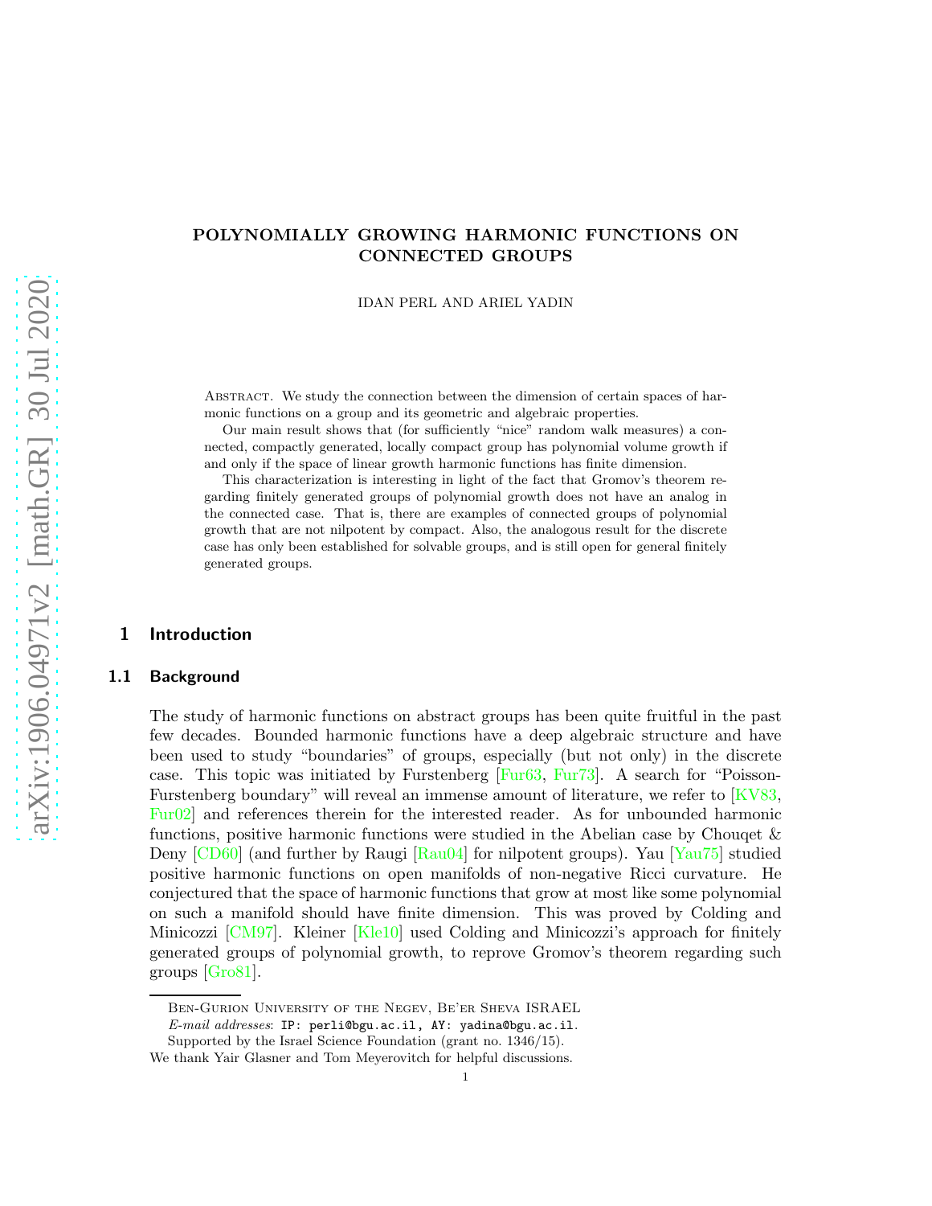# POLYNOMIALLY GROWING HARMONIC FUNCTIONS ON CONNECTED GROUPS

IDAN PERL AND ARIEL YADIN

Abstract. We study the connection between the dimension of certain spaces of harmonic functions on a group and its geometric and algebraic properties.

Our main result shows that (for sufficiently "nice" random walk measures) a connected, compactly generated, locally compact group has polynomial volume growth if and only if the space of linear growth harmonic functions has finite dimension.

This characterization is interesting in light of the fact that Gromov's theorem regarding finitely generated groups of polynomial growth does not have an analog in the connected case. That is, there are examples of connected groups of polynomial growth that are not nilpotent by compact. Also, the analogous result for the discrete case has only been established for solvable groups, and is still open for general finitely generated groups.

## 1 Introduction

### 1.1 Background

The study of harmonic functions on abstract groups has been quite fruitful in the past few decades. Bounded harmonic functions have a deep algebraic structure and have been used to study "boundaries" of groups, especially (but not only) in the discrete case. This topic was initiated by Furstenberg [Fur63, Fur73]. A search for "Poisson-Furstenberg boundary" will reveal an immense amount of literature, we refer to [KV83, Fur02] and references therein for the interested reader. As for unbounded harmonic functions, positive harmonic functions were studied in the Abelian case by Chouqet & Deny [CD60] (and further by Raugi [Rau04] for nilpotent groups). Yau [Yau75] studied positive harmonic functions on open manifolds of non-negative Ricci curvature. He conjectured that the space of harmonic functions that grow at most like some polynomial on such a manifold should have finite dimension. This was proved by Colding and Minicozzi [CM97]. Kleiner [Kle10] used Colding and Minicozzi's approach for finitely generated groups of polynomial growth, to reprove Gromov's theorem regarding such groups [Gro81].

---

Ben-Gurion University of the Negev, Be'er Sheva ISRAEL

*E-mail addresses*: IP: perli@bgu.ac.il, AY: yadina@bgu.ac.il.

Supported by the Israel Science Foundation (grant no. 1346/15).

We thank Yair Glasner and Tom Meyerovitch for helpful discussions.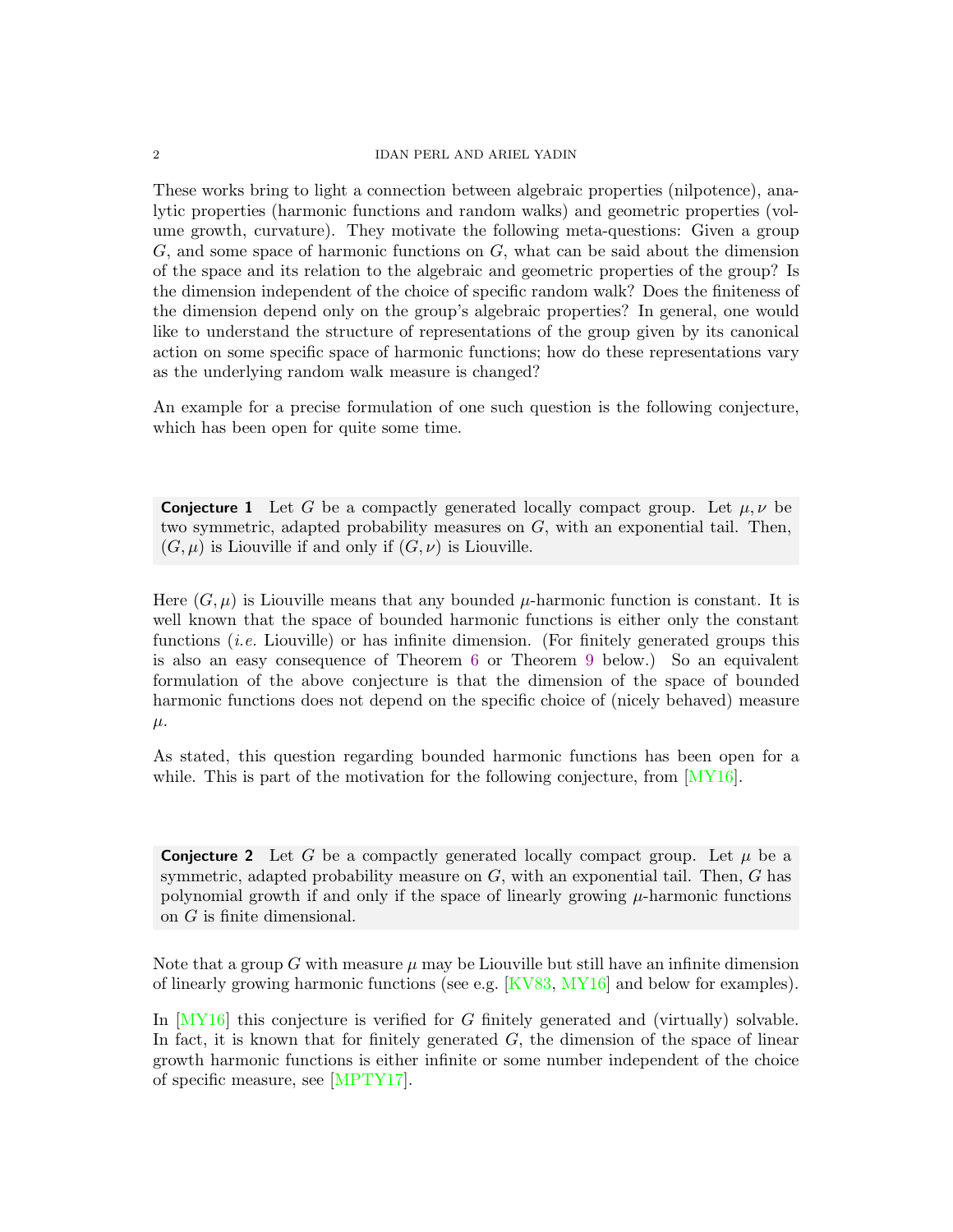These works bring to light a connection between algebraic properties (nilpotence), analytic properties (harmonic functions and random walks) and geometric properties (volume growth, curvature). They motivate the following meta-questions: Given a group $G$, and some space of harmonic functions on $G$, what can be said about the dimension of the space and its relation to the algebraic and geometric properties of the group? Is the dimension independent of the choice of specific random walk? Does the finiteness of the dimension depend only on the group's algebraic properties? In general, one would like to understand the structure of representations of the group given by its canonical action on some specific space of harmonic functions; how do these representations vary as the underlying random walk measure is changed?

An example for a precise formulation of one such question is the following conjecture, which has been open for quite some time.

**Conjecture 1** Let $G$ be a compactly generated locally compact group. Let $\mu, \nu$ be two symmetric, adapted probability measures on $G$, with an exponential tail. Then, $(G, \mu)$ is Liouville if and only if $(G, \nu)$ is Liouville.

Here $(G, \mu)$ is Liouville means that any bounded $\mu$-harmonic function is constant. It is well known that the space of bounded harmonic functions is either only the constant functions (*i.e.* Liouville) or has infinite dimension. (For finitely generated groups this is also an easy consequence of Theorem 6 or Theorem 9 below.) So an equivalent formulation of the above conjecture is that the dimension of the space of bounded harmonic functions does not depend on the specific choice of (nicely behaved) measure $\mu$.

As stated, this question regarding bounded harmonic functions has been open for a while. This is part of the motivation for the following conjecture, from [MY16].

**Conjecture 2** Let $G$ be a compactly generated locally compact group. Let $\mu$ be a symmetric, adapted probability measure on $G$, with an exponential tail. Then, $G$ has polynomial growth if and only if the space of linearly growing $\mu$-harmonic functions on $G$ is finite dimensional.

Note that a group $G$ with measure $\mu$ may be Liouville but still have an infinite dimension of linearly growing harmonic functions (see e.g. [KV83, MY16] and below for examples).

In [MY16] this conjecture is verified for $G$ finitely generated and (virtually) solvable. In fact, it is known that for finitely generated $G$, the dimension of the space of linear growth harmonic functions is either infinite or some number independent of the choice of specific measure, see [MPTY17].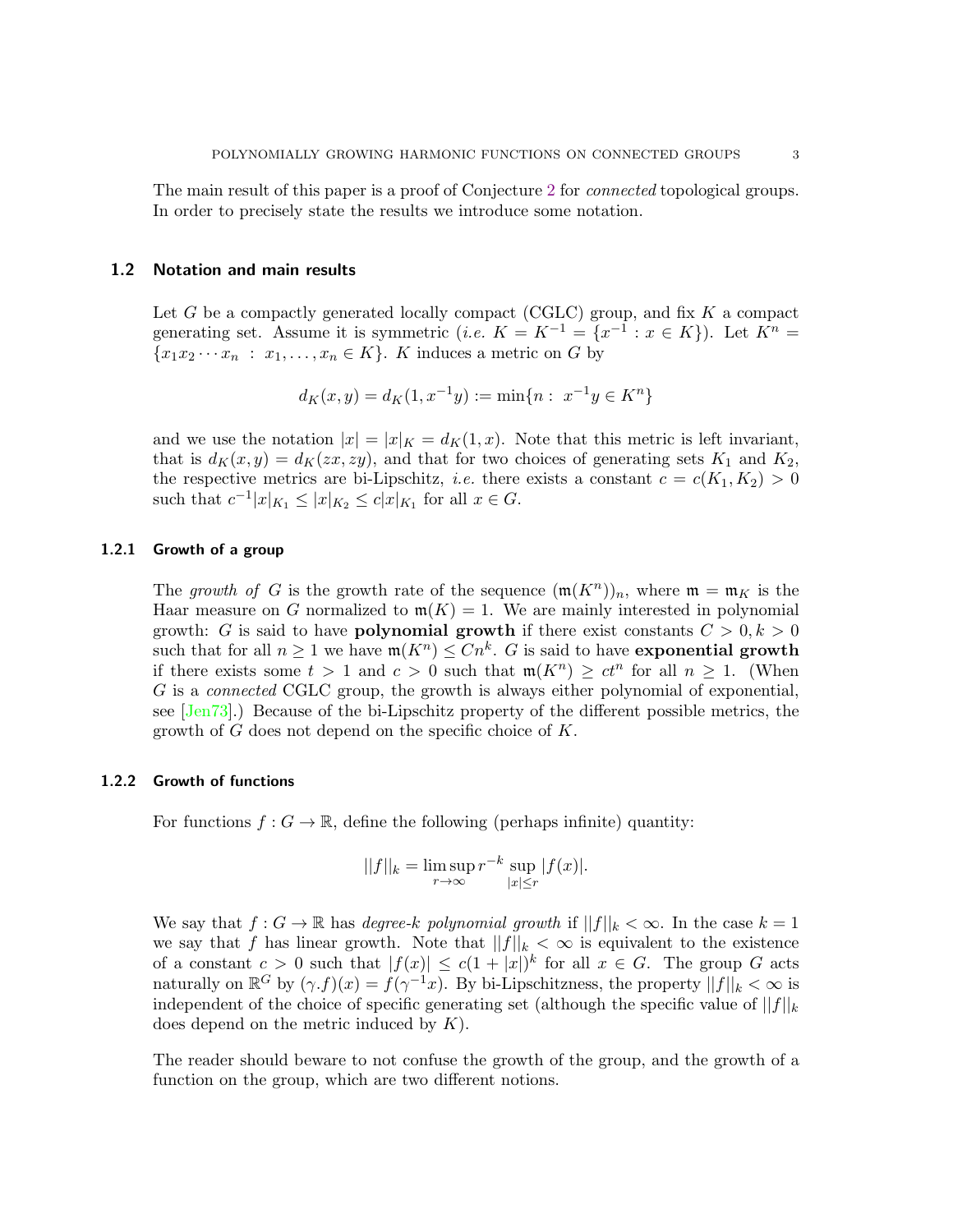The main result of this paper is a proof of Conjecture 2 for *connected* topological groups. In order to precisely state the results we introduce some notation.

## 1.2 Notation and main results

Let $G$ be a compactly generated locally compact (CGLC) group, and fix $K$ a compact generating set. Assume it is symmetric (*i.e.* $K = K^{-1} = \{x^{-1} : x \in K\}$). Let $K^n = \{x_1 x_2 \cdots x_n \ : \ x_1, \ldots, x_n \in K\}$. $K$ induces a metric on $G$ by

$$d_K(x, y) = d_K(1, x^{-1}y) := \min\{n : \ x^{-1}y \in K^n\}$$

and we use the notation $|x| = |x|_K = d_K(1, x)$. Note that this metric is left invariant, that is $d_K(x, y) = d_K(zx, zy)$, and that for two choices of generating sets $K_1$ and $K_2$, the respective metrics are bi-Lipschitz, *i.e.* there exists a constant $c = c(K_1, K_2) > 0$ such that $c^{-1}|x|_{K_1} \leq |x|_{K_2} \leq c|x|_{K_1}$ for all $x \in G$.

### 1.2.1 Growth of a group

The *growth of* $G$ is the growth rate of the sequence $(\mathfrak{m}(K^n))_n$, where $\mathfrak{m} = \mathfrak{m}_K$ is the Haar measure on $G$ normalized to $\mathfrak{m}(K) = 1$. We are mainly interested in polynomial growth: $G$ is said to have **polynomial growth** if there exist constants $C > 0, k > 0$ such that for all $n \geq 1$ we have $\mathfrak{m}(K^n) \leq Cn^k$. $G$ is said to have **exponential growth** if there exists some $t > 1$ and $c > 0$ such that $\mathfrak{m}(K^n) \geq ct^n$ for all $n \geq 1$. (When $G$ is a *connected* CGLC group, the growth is always either polynomial of exponential, see [Jen73].) Because of the bi-Lipschitz property of the different possible metrics, the growth of $G$ does not depend on the specific choice of $K$.

### 1.2.2 Growth of functions

For functions $f : G \to \mathbb{R}$, define the following (perhaps infinite) quantity:

$$||f||_k = \limsup_{r \to \infty} r^{-k} \sup_{|x| \leq r} |f(x)|.$$

We say that $f : G \to \mathbb{R}$ has *degree-k polynomial growth* if $||f||_k < \infty$. In the case $k = 1$ we say that $f$ has linear growth. Note that $||f||_k < \infty$ is equivalent to the existence of a constant $c > 0$ such that $|f(x)| \leq c(1 + |x|)^k$ for all $x \in G$. The group $G$ acts naturally on $\mathbb{R}^G$ by $(\gamma.f)(x) = f(\gamma^{-1}x)$. By bi-Lipschitzness, the property $||f||_k < \infty$ is independent of the choice of specific generating set (although the specific value of $||f||_k$ does depend on the metric induced by $K$).

The reader should beware to not confuse the growth of the group, and the growth of a function on the group, which are two different notions.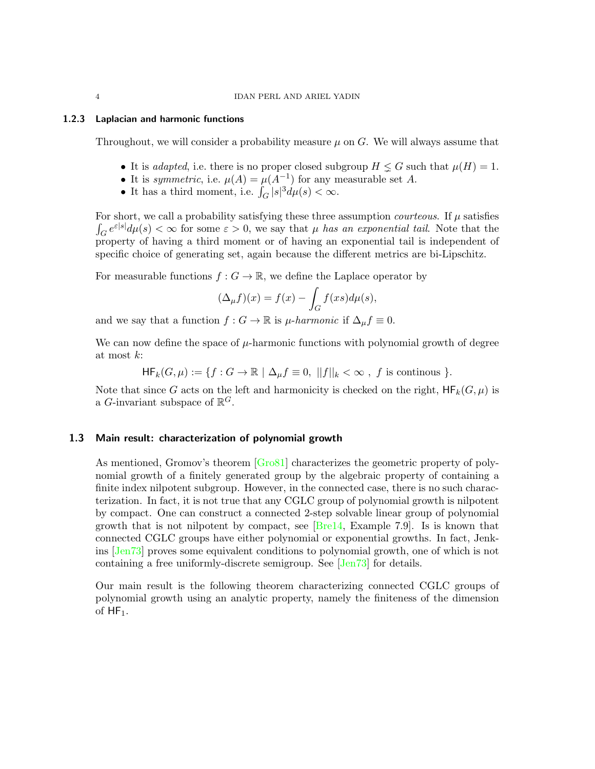#### 1.2.3 Laplacian and harmonic functions

Throughout, we will consider a probability measure $\mu$ on $G$. We will always assume that

- It is *adapted*, i.e. there is no proper closed subgroup $H \lneq G$ such that $\mu(H) = 1$.
- It is *symmetric*, i.e. $\mu(A) = \mu(A^{-1})$ for any measurable set $A$.
- It has a third moment, i.e. $\int_G |s|^3 d\mu(s) < \infty$.

For short, we call a probability satisfying these three assumption *courteous*. If $\mu$ satisfies $\int_G e^{\varepsilon|s|} d\mu(s) < \infty$ for some $\varepsilon > 0$, we say that $\mu$ *has an exponential tail*. Note that the property of having a third moment or of having an exponential tail is independent of specific choice of generating set, again because the different metrics are bi-Lipschitz.

For measurable functions $f : G \to \mathbb{R}$, we define the Laplace operator by

$$(\Delta_\mu f)(x) = f(x) - \int_G f(xs) d\mu(s),$$

and we say that a function $f : G \to \mathbb{R}$ is *$\mu$-harmonic* if $\Delta_\mu f \equiv 0$.

We can now define the space of $\mu$-harmonic functions with polynomial growth of degree at most $k$:

$$\mathsf{HF}_k(G, \mu) := \{ f : G \to \mathbb{R} \mid \Delta_\mu f \equiv 0, \ ||f||_k < \infty \ , \ f \text{ is continous } \}.$$

Note that since $G$ acts on the left and harmonicity is checked on the right, $\mathsf{HF}_k(G, \mu)$ is a $G$-invariant subspace of $\mathbb{R}^G$.

### 1.3 Main result: characterization of polynomial growth

As mentioned, Gromov's theorem [Gro81] characterizes the geometric property of polynomial growth of a finitely generated group by the algebraic property of containing a finite index nilpotent subgroup. However, in the connected case, there is no such characterization. In fact, it is not true that any CGLC group of polynomial growth is nilpotent by compact. One can construct a connected 2-step solvable linear group of polynomial growth that is not nilpotent by compact, see [Bre14, Example 7.9]. Is is known that connected CGLC groups have either polynomial or exponential growths. In fact, Jenkins [Jen73] proves some equivalent conditions to polynomial growth, one of which is not containing a free uniformly-discrete semigroup. See [Jen73] for details.

Our main result is the following theorem characterizing connected CGLC groups of polynomial growth using an analytic property, namely the finiteness of the dimension of $\mathsf{HF}_1$.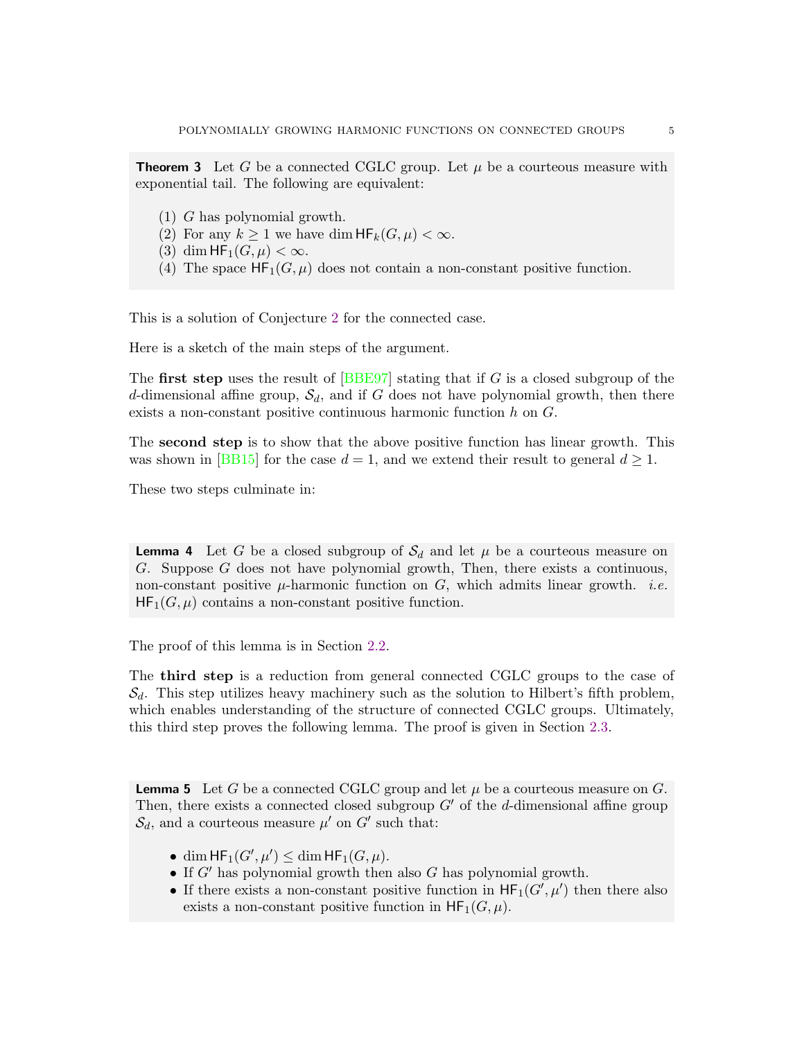**Theorem 3** Let $G$ be a connected CGLC group. Let $\mu$ be a courteous measure with exponential tail. The following are equivalent:

1. $G$ has polynomial growth.
2. For any $k \geq 1$ we have $\dim \mathsf{HF}_k(G, \mu) < \infty$.
3. $\dim \mathsf{HF}_1(G, \mu) < \infty$.
4. The space $\mathsf{HF}_1(G, \mu)$ does not contain a non-constant positive function.

This is a solution of Conjecture 2 for the connected case.

Here is a sketch of the main steps of the argument.

The **first step** uses the result of [BBE97] stating that if $G$ is a closed subgroup of the $d$-dimensional affine group, $\mathcal{S}_d$, and if $G$ does not have polynomial growth, then there exists a non-constant positive continuous harmonic function $h$ on $G$.

The **second step** is to show that the above positive function has linear growth. This was shown in [BB15] for the case $d = 1$, and we extend their result to general $d \geq 1$.

These two steps culminate in:

**Lemma 4** Let $G$ be a closed subgroup of $\mathcal{S}_d$ and let $\mu$ be a courteous measure on $G$. Suppose $G$ does not have polynomial growth, Then, there exists a continuous, non-constant positive $\mu$-harmonic function on $G$, which admits linear growth. *i.e.* $\mathsf{HF}_1(G, \mu)$ contains a non-constant positive function.

The proof of this lemma is in Section 2.2.

The **third step** is a reduction from general connected CGLC groups to the case of $\mathcal{S}_d$. This step utilizes heavy machinery such as the solution to Hilbert's fifth problem, which enables understanding of the structure of connected CGLC groups. Ultimately, this third step proves the following lemma. The proof is given in Section 2.3.

**Lemma 5** Let $G$ be a connected CGLC group and let $\mu$ be a courteous measure on $G$. Then, there exists a connected closed subgroup $G'$ of the $d$-dimensional affine group $\mathcal{S}_d$, and a courteous measure $\mu'$ on $G'$ such that:

- $\dim \mathsf{HF}_1(G', \mu') \leq \dim \mathsf{HF}_1(G, \mu)$.
- If $G'$ has polynomial growth then also $G$ has polynomial growth.
- If there exists a non-constant positive function in $\mathsf{HF}_1(G', \mu')$ then there also exists a non-constant positive function in $\mathsf{HF}_1(G, \mu)$.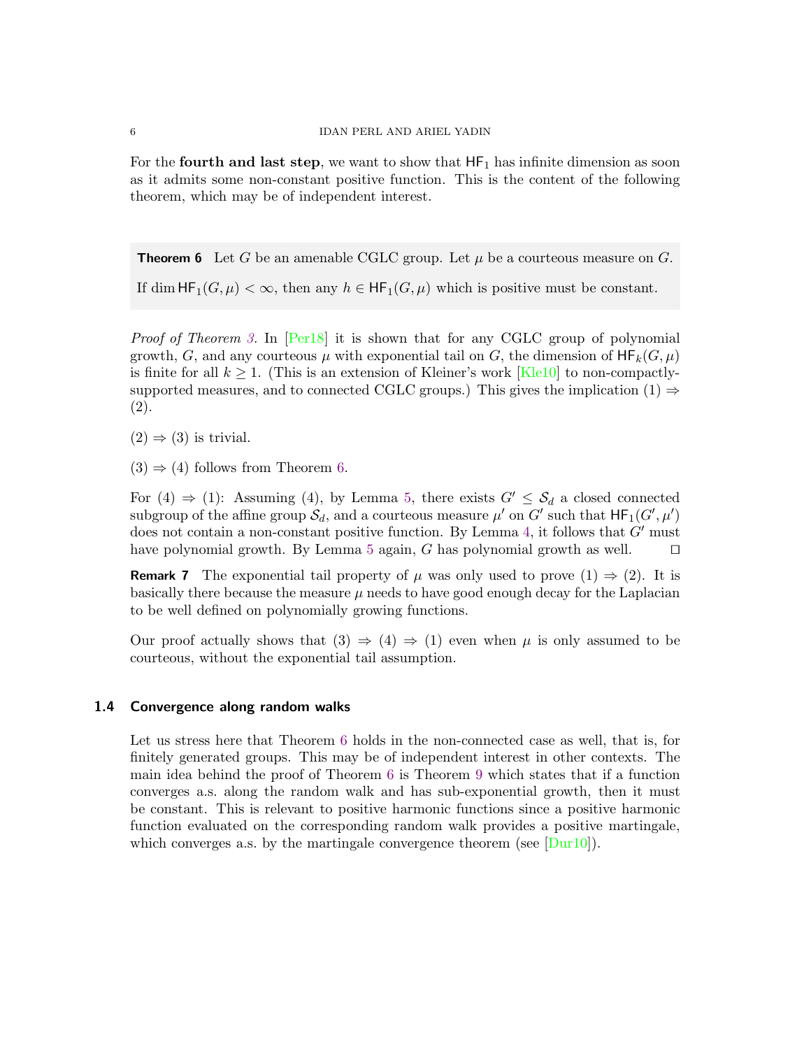For the **fourth and last step**, we want to show that $\mathsf{HF}_1$ has infinite dimension as soon as it admits some non-constant positive function. This is the content of the following theorem, which may be of independent interest.

**Theorem 6** Let $G$ be an amenable CGLC group. Let $\mu$ be a courteous measure on $G$.

If $\dim \mathsf{HF}_1(G,\mu) < \infty$, then any $h \in \mathsf{HF}_1(G,\mu)$ which is positive must be constant.

*Proof of Theorem 3.* In [Per18] it is shown that for any CGLC group of polynomial growth, $G$, and any courteous $\mu$ with exponential tail on $G$, the dimension of $\mathsf{HF}_k(G,\mu)$ is finite for all $k \geq 1$. (This is an extension of Kleiner's work [Kle10] to non-compactly-supported measures, and to connected CGLC groups.) This gives the implication (1) $\Rightarrow$ (2).

(2) $\Rightarrow$ (3) is trivial.

(3) $\Rightarrow$ (4) follows from Theorem 6.

For (4) $\Rightarrow$ (1): Assuming (4), by Lemma 5, there exists $G' \leq \mathcal{S}_d$ a closed connected subgroup of the affine group $\mathcal{S}_d$, and a courteous measure $\mu'$ on $G'$ such that $\mathsf{HF}_1(G',\mu')$ does not contain a non-constant positive function. By Lemma 4, it follows that $G'$ must have polynomial growth. By Lemma 5 again, $G$ has polynomial growth as well. $\square$

**Remark 7** The exponential tail property of $\mu$ was only used to prove (1) $\Rightarrow$ (2). It is basically there because the measure $\mu$ needs to have good enough decay for the Laplacian to be well defined on polynomially growing functions.

Our proof actually shows that (3) $\Rightarrow$ (4) $\Rightarrow$ (1) even when $\mu$ is only assumed to be courteous, without the exponential tail assumption.

### 1.4 Convergence along random walks

Let us stress here that Theorem 6 holds in the non-connected case as well, that is, for finitely generated groups. This may be of independent interest in other contexts. The main idea behind the proof of Theorem 6 is Theorem 9 which states that if a function converges a.s. along the random walk and has sub-exponential growth, then it must be constant. This is relevant to positive harmonic functions since a positive harmonic function evaluated on the corresponding random walk provides a positive martingale, which converges a.s. by the martingale convergence theorem (see [Dur10]).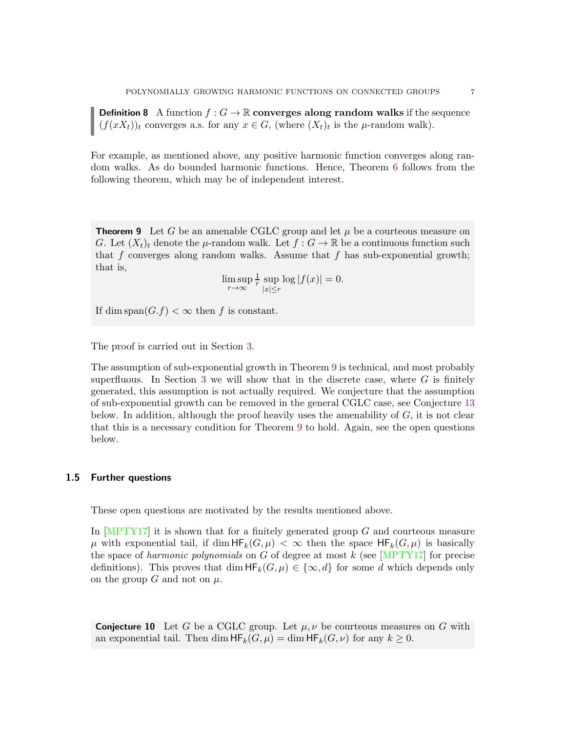**Definition 8** A function $f : G \to \mathbb{R}$ **converges along random walks** if the sequence $(f(xX_t))_t$ converges a.s. for any $x \in G$, (where $(X_t)_t$ is the $\mu$-random walk).

For example, as mentioned above, any positive harmonic function converges along random walks. As do bounded harmonic functions. Hence, Theorem 6 follows from the following theorem, which may be of independent interest.

**Theorem 9** Let $G$ be an amenable CGLC group and let $\mu$ be a courteous measure on $G$. Let $(X_t)_t$ denote the $\mu$-random walk. Let $f : G \to \mathbb{R}$ be a continuous function such that $f$ converges along random walks. Assume that $f$ has sub-exponential growth; that is,

$$\limsup_{r\to\infty} \tfrac{1}{r} \sup_{|x|\le r} \log |f(x)| = 0.$$

If $\dim \operatorname{span}(G.f) < \infty$ then $f$ is constant.

The proof is carried out in Section 3.

The assumption of sub-exponential growth in Theorem 9 is technical, and most probably superfluous. In Section 3 we will show that in the discrete case, where $G$ is finitely generated, this assumption is not actually required. We conjecture that the assumption of sub-exponential growth can be removed in the general CGLC case, see Conjecture 13 below. In addition, although the proof heavily uses the amenability of $G$, it is not clear that this is a necessary condition for Theorem 9 to hold. Again, see the open questions below.

### 1.5 Further questions

These open questions are motivated by the results mentioned above.

In [MPTY17] it is shown that for a finitely generated group $G$ and courteous measure $\mu$ with exponential tail, if $\dim \mathsf{HF}_k(G,\mu) < \infty$ then the space $\mathsf{HF}_k(G,\mu)$ is basically the space of *harmonic polynomials* on $G$ of degree at most $k$ (see [MPTY17] for precise definitions). This proves that $\dim \mathsf{HF}_k(G,\mu) \in \{\infty, d\}$ for some $d$ which depends only on the group $G$ and not on $\mu$.

**Conjecture 10** Let $G$ be a CGLC group. Let $\mu, \nu$ be courteous measures on $G$ with an exponential tail. Then $\dim \mathsf{HF}_k(G,\mu) = \dim \mathsf{HF}_k(G,\nu)$ for any $k \ge 0$.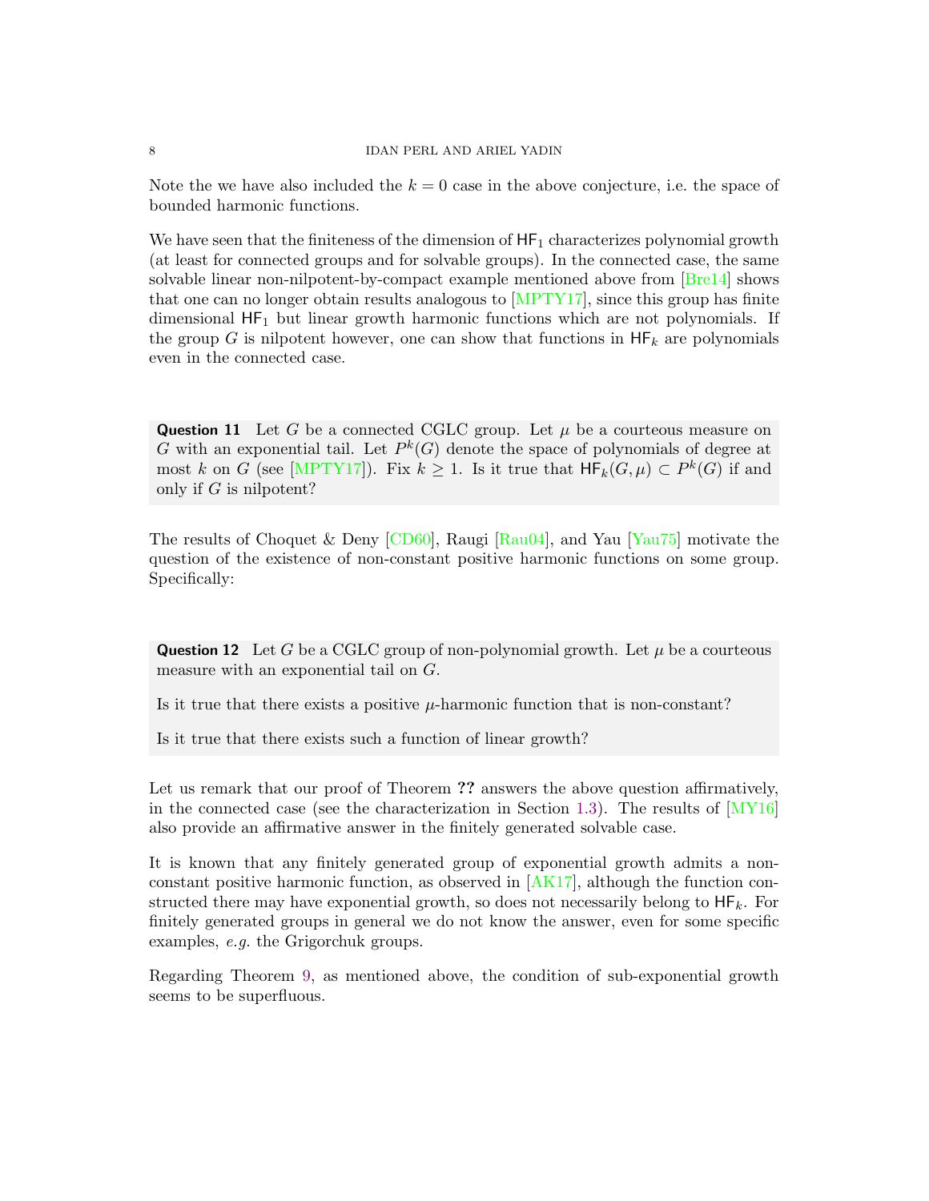Note the we have also included the $k = 0$ case in the above conjecture, i.e. the space of bounded harmonic functions.

We have seen that the finiteness of the dimension of $\mathsf{HF}_1$ characterizes polynomial growth (at least for connected groups and for solvable groups). In the connected case, the same solvable linear non-nilpotent-by-compact example mentioned above from [Bre14] shows that one can no longer obtain results analogous to [MPTY17], since this group has finite dimensional $\mathsf{HF}_1$ but linear growth harmonic functions which are not polynomials. If the group $G$ is nilpotent however, one can show that functions in $\mathsf{HF}_k$ are polynomials even in the connected case.

**Question 11** Let $G$ be a connected CGLC group. Let $\mu$ be a courteous measure on $G$ with an exponential tail. Let $P^k(G)$ denote the space of polynomials of degree at most $k$ on $G$ (see [MPTY17]). Fix $k \geq 1$. Is it true that $\mathsf{HF}_k(G, \mu) \subset P^k(G)$ if and only if $G$ is nilpotent?

The results of Choquet & Deny [CD60], Raugi [Rau04], and Yau [Yau75] motivate the question of the existence of non-constant positive harmonic functions on some group. Specifically:

**Question 12** Let $G$ be a CGLC group of non-polynomial growth. Let $\mu$ be a courteous measure with an exponential tail on $G$.

Is it true that there exists a positive $\mu$-harmonic function that is non-constant?

Is it true that there exists such a function of linear growth?

Let us remark that our proof of Theorem **??** answers the above question affirmatively, in the connected case (see the characterization in Section 1.3). The results of [MY16] also provide an affirmative answer in the finitely generated solvable case.

It is known that any finitely generated group of exponential growth admits a non-constant positive harmonic function, as observed in [AK17], although the function constructed there may have exponential growth, so does not necessarily belong to $\mathsf{HF}_k$. For finitely generated groups in general we do not know the answer, even for some specific examples, *e.g.* the Grigorchuk groups.

Regarding Theorem 9, as mentioned above, the condition of sub-exponential growth seems to be superfluous.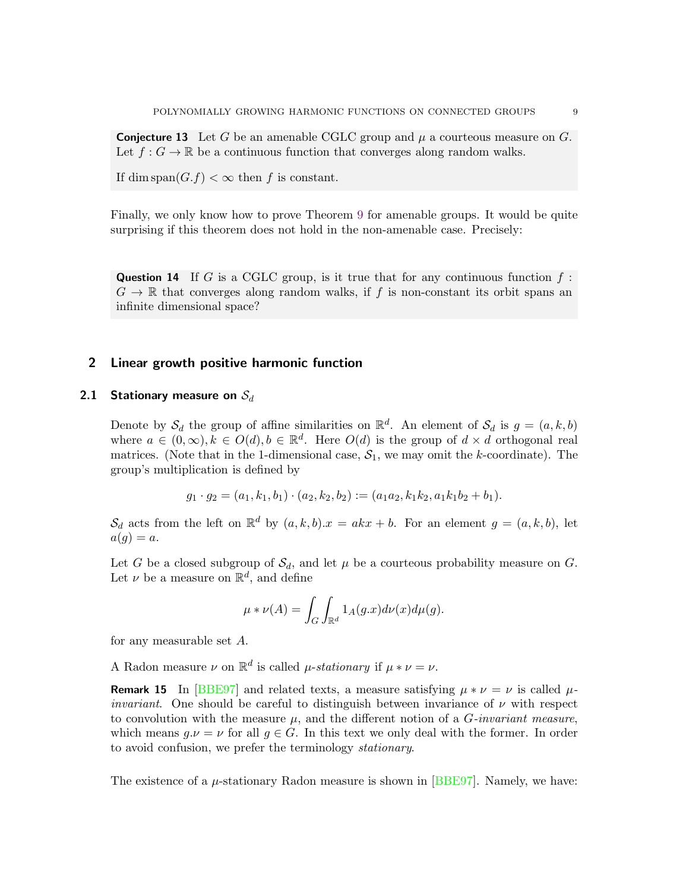**Conjecture 13** Let $G$ be an amenable CGLC group and $\mu$ a courteous measure on $G$. Let $f : G \to \mathbb{R}$ be a continuous function that converges along random walks.

If $\dim \operatorname{span}(G.f) < \infty$ then $f$ is constant.

Finally, we only know how to prove Theorem 9 for amenable groups. It would be quite surprising if this theorem does not hold in the non-amenable case. Precisely:

**Question 14** If $G$ is a CGLC group, is it true that for any continuous function $f : G \to \mathbb{R}$ that converges along random walks, if $f$ is non-constant its orbit spans an infinite dimensional space?

## 2 Linear growth positive harmonic function

### 2.1 Stationary measure on $\mathcal{S}_d$

Denote by $\mathcal{S}_d$ the group of affine similarities on $\mathbb{R}^d$. An element of $\mathcal{S}_d$ is $g = (a, k, b)$ where $a \in (0, \infty), k \in O(d), b \in \mathbb{R}^d$. Here $O(d)$ is the group of $d \times d$ orthogonal real matrices. (Note that in the 1-dimensional case, $\mathcal{S}_1$, we may omit the $k$-coordinate). The group's multiplication is defined by

$$g_1 \cdot g_2 = (a_1, k_1, b_1) \cdot (a_2, k_2, b_2) := (a_1 a_2, k_1 k_2, a_1 k_1 b_2 + b_1).$$

$\mathcal{S}_d$ acts from the left on $\mathbb{R}^d$ by $(a, k, b).x = akx + b$. For an element $g = (a, k, b)$, let $a(g) = a$.

Let $G$ be a closed subgroup of $\mathcal{S}_d$, and let $\mu$ be a courteous probability measure on $G$. Let $\nu$ be a measure on $\mathbb{R}^d$, and define

$$\mu * \nu(A) = \int_G \int_{\mathbb{R}^d} 1_A(g.x) d\nu(x) d\mu(g).$$

for any measurable set $A$.

A Radon measure $\nu$ on $\mathbb{R}^d$ is called $\mu$*-stationary* if $\mu * \nu = \nu$.

**Remark 15** In [BBE97] and related texts, a measure satisfying $\mu * \nu = \nu$ is called $\mu$*-invariant*. One should be careful to distinguish between invariance of $\nu$ with respect to convolution with the measure $\mu$, and the different notion of a $G$*-invariant measure*, which means $g.\nu = \nu$ for all $g \in G$. In this text we only deal with the former. In order to avoid confusion, we prefer the terminology *stationary*.

The existence of a $\mu$-stationary Radon measure is shown in [BBE97]. Namely, we have: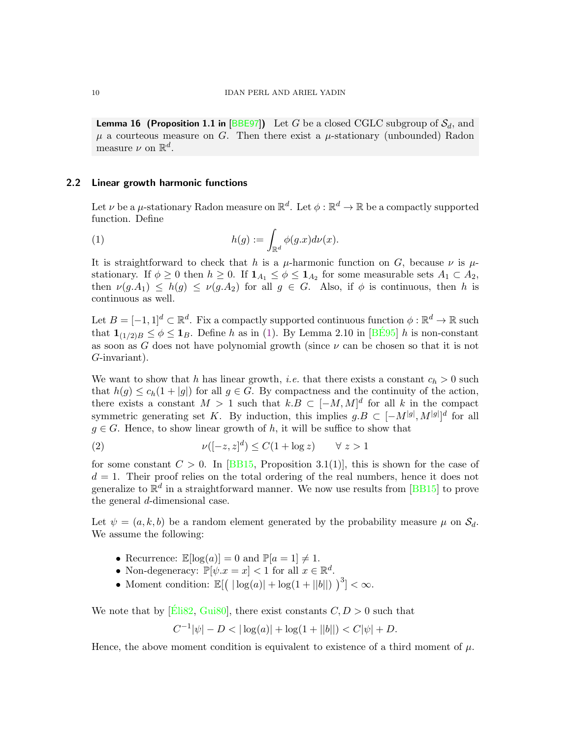**Lemma 16 (Proposition 1.1 in [BBE97])** Let $G$ be a closed CGLC subgroup of $\mathcal{S}_d$, and $\mu$ a courteous measure on $G$. Then there exist a $\mu$-stationary (unbounded) Radon measure $\nu$ on $\mathbb{R}^d$.

### 2.2 Linear growth harmonic functions

Let $\nu$ be a $\mu$-stationary Radon measure on $\mathbb{R}^d$. Let $\phi : \mathbb{R}^d \to \mathbb{R}$ be a compactly supported function. Define

$$h(g) := \int_{\mathbb{R}^d} \phi(g.x) d\nu(x). \tag{1}$$

It is straightforward to check that $h$ is a $\mu$-harmonic function on $G$, because $\nu$ is $\mu$-stationary. If $\phi \geq 0$ then $h \geq 0$. If $\mathbf{1}_{A_1} \leq \phi \leq \mathbf{1}_{A_2}$ for some measurable sets $A_1 \subset A_2$, then $\nu(g.A_1) \leq h(g) \leq \nu(g.A_2)$ for all $g \in G$. Also, if $\phi$ is continuous, then $h$ is continuous as well.

Let $B = [-1, 1]^d \subset \mathbb{R}^d$. Fix a compactly supported continuous function $\phi : \mathbb{R}^d \to \mathbb{R}$ such that $\mathbf{1}_{(1/2)B} \leq \phi \leq \mathbf{1}_B$. Define $h$ as in (1). By Lemma 2.10 in [BÉ95] $h$ is non-constant as soon as $G$ does not have polynomial growth (since $\nu$ can be chosen so that it is not $G$-invariant).

We want to show that $h$ has linear growth, *i.e.* that there exists a constant $c_h > 0$ such that $h(g) \leq c_h(1 + |g|)$ for all $g \in G$. By compactness and the continuity of the action, there exists a constant $M > 1$ such that $k.B \subset [-M, M]^d$ for all $k$ in the compact symmetric generating set $K$. By induction, this implies $g.B \subset [-M^{|g|}, M^{|g|}]^d$ for all $g \in G$. Hence, to show linear growth of $h$, it will be suffice to show that

$$\nu([-z, z]^d) \leq C(1 + \log z) \qquad \forall\ z > 1 \tag{2}$$

for some constant $C > 0$. In [BB15, Proposition 3.1(1)], this is shown for the case of $d = 1$. Their proof relies on the total ordering of the real numbers, hence it does not generalize to $\mathbb{R}^d$ in a straightforward manner. We now use results from [BB15] to prove the general $d$-dimensional case.

Let $\psi = (a, k, b)$ be a random element generated by the probability measure $\mu$ on $\mathcal{S}_d$. We assume the following:

- Recurrence: $\mathbb{E}[\log(a)] = 0$ and $\mathbb{P}[a = 1] \neq 1$.
- Non-degeneracy: $\mathbb{P}[\psi.x = x] < 1$ for all $x \in \mathbb{R}^d$.
- Moment condition: $\mathbb{E}[\big(\, |\log(a)| + \log(1 + ||b||)\, \big)^3] < \infty$.

We note that by [Éli82, Gui80], there exist constants $C, D > 0$ such that

$$C^{-1}|\psi| - D < |\log(a)| + \log(1 + ||b||) < C|\psi| + D.$$

Hence, the above moment condition is equivalent to existence of a third moment of $\mu$.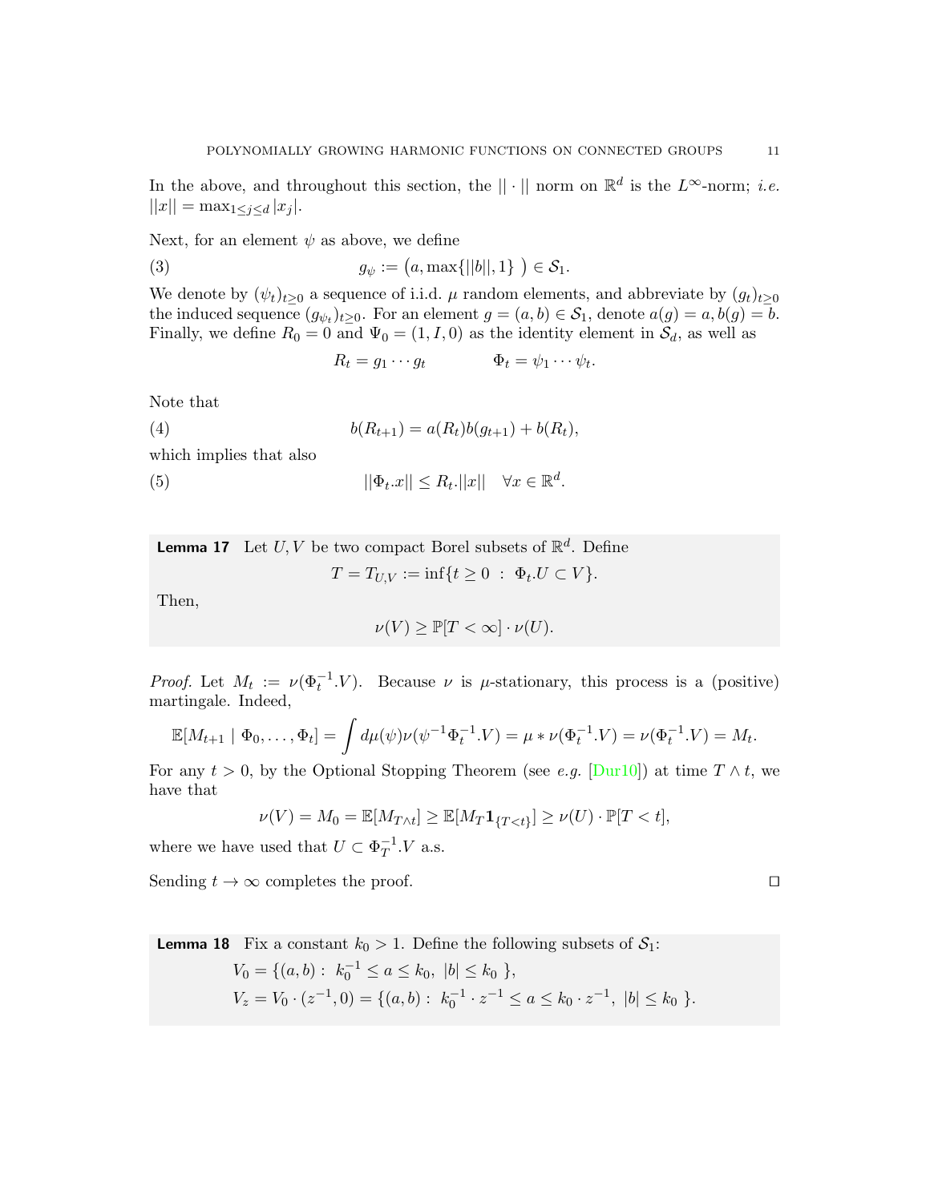In the above, and throughout this section, the $||\cdot||$ norm on $\mathbb{R}^d$ is the $L^\infty$-norm; *i.e.* $||x|| = \max_{1\le j\le d} |x_j|$.

Next, for an element $\psi$ as above, we define

$$g_\psi := \big(a, \max\{||b||, 1\}\ \big) \in \mathcal{S}_1. \tag{3}$$

We denote by $(\psi_t)_{t\ge 0}$ a sequence of i.i.d. $\mu$ random elements, and abbreviate by $(g_t)_{t\ge 0}$ the induced sequence $(g_{\psi_t})_{t\ge 0}$. For an element $g = (a,b) \in \mathcal{S}_1$, denote $a(g) = a, b(g) = b$. Finally, we define $R_0 = 0$ and $\Psi_0 = (1, I, 0)$ as the identity element in $\mathcal{S}_d$, as well as

$$R_t = g_1 \cdots g_t \qquad\qquad \Phi_t = \psi_1 \cdots \psi_t.$$

Note that

$$b(R_{t+1}) = a(R_t)b(g_{t+1}) + b(R_t), \tag{4}$$

which implies that also

$$||\Phi_t.x|| \le R_t.||x|| \quad \forall x \in \mathbb{R}^d. \tag{5}$$

**Lemma 17** Let $U, V$ be two compact Borel subsets of $\mathbb{R}^d$. Define

$$T = T_{U,V} := \inf\{t \ge 0\ :\ \Phi_t.U \subset V\}.$$

Then,

$$\nu(V) \ge \mathbb{P}[T < \infty] \cdot \nu(U).$$

*Proof.* Let $M_t := \nu(\Phi_t^{-1}.V)$. Because $\nu$ is $\mu$-stationary, this process is a (positive) martingale. Indeed,

$$\mathbb{E}[M_{t+1} \mid \Phi_0, \dots, \Phi_t] = \int d\mu(\psi)\nu(\psi^{-1}\Phi_t^{-1}.V) = \mu * \nu(\Phi_t^{-1}.V) = \nu(\Phi_t^{-1}.V) = M_t.$$

For any $t > 0$, by the Optional Stopping Theorem (see *e.g.* [Dur10]) at time $T \wedge t$, we have that

$$\nu(V) = M_0 = \mathbb{E}[M_{T\wedge t}] \ge \mathbb{E}[M_T \mathbf{1}_{\{T<t\}}] \ge \nu(U) \cdot \mathbb{P}[T < t],$$

where we have used that $U \subset \Phi_T^{-1}.V$ a.s.

Sending $t \to \infty$ completes the proof. ∎

**Lemma 18** Fix a constant $k_0 > 1$. Define the following subsets of $\mathcal{S}_1$:

$$V_0 = \{(a,b) :\ k_0^{-1} \le a \le k_0,\ |b| \le k_0\ \},$$

$$V_z = V_0 \cdot (z^{-1}, 0) = \{(a,b) :\ k_0^{-1} \cdot z^{-1} \le a \le k_0 \cdot z^{-1},\ |b| \le k_0\ \}.$$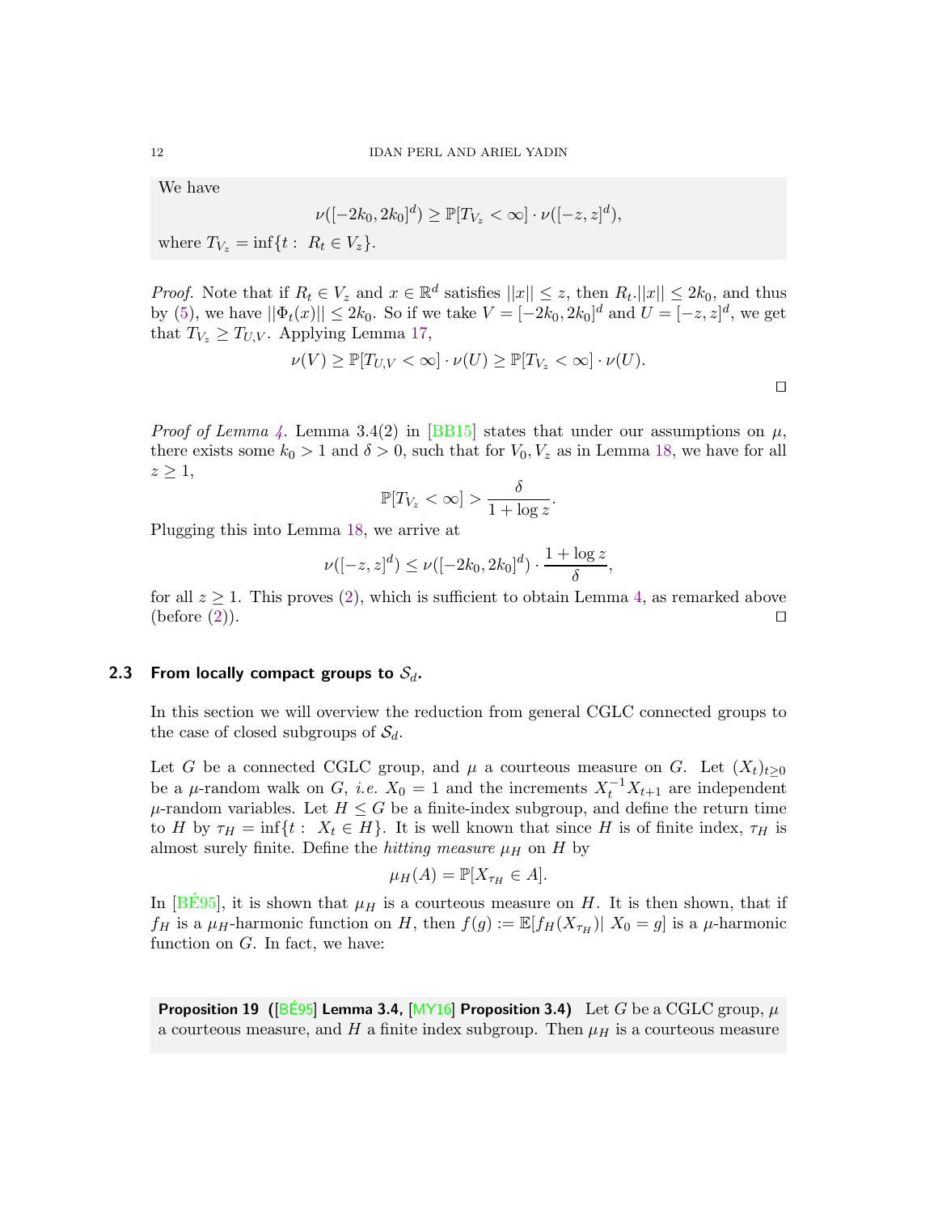We have

$$\nu([-2k_0, 2k_0]^d) \geq \mathbb{P}[T_{V_z} < \infty] \cdot \nu([-z, z]^d),$$

where $T_{V_z} = \inf\{t : R_t \in V_z\}$.

*Proof.* Note that if $R_t \in V_z$ and $x \in \mathbb{R}^d$ satisfies $||x|| \leq z$, then $R_t.||x|| \leq 2k_0$, and thus by (5), we have $||\Phi_t(x)|| \leq 2k_0$. So if we take $V = [-2k_0, 2k_0]^d$ and $U = [-z, z]^d$, we get that $T_{V_z} \geq T_{U,V}$. Applying Lemma 17,

$$\nu(V) \geq \mathbb{P}[T_{U,V} < \infty] \cdot \nu(U) \geq \mathbb{P}[T_{V_z} < \infty] \cdot \nu(U).$$

∎

*Proof of Lemma 4.* Lemma 3.4(2) in [BB15] states that under our assumptions on $\mu$, there exists some $k_0 > 1$ and $\delta > 0$, such that for $V_0, V_z$ as in Lemma 18, we have for all $z \geq 1$,

$$\mathbb{P}[T_{V_z} < \infty] > \frac{\delta}{1 + \log z}.$$

Plugging this into Lemma 18, we arrive at

$$\nu([-z, z]^d) \leq \nu([-2k_0, 2k_0]^d) \cdot \frac{1 + \log z}{\delta},$$

for all $z \geq 1$. This proves (2), which is sufficient to obtain Lemma 4, as remarked above (before (2)). ∎

## 2.3 From locally compact groups to $\mathcal{S}_d$.

In this section we will overview the reduction from general CGLC connected groups to the case of closed subgroups of $\mathcal{S}_d$.

Let $G$ be a connected CGLC group, and $\mu$ a courteous measure on $G$. Let $(X_t)_{t\geq 0}$ be a $\mu$-random walk on $G$, *i.e.* $X_0 = 1$ and the increments $X_t^{-1}X_{t+1}$ are independent $\mu$-random variables. Let $H \leq G$ be a finite-index subgroup, and define the return time to $H$ by $\tau_H = \inf\{t : X_t \in H\}$. It is well known that since $H$ is of finite index, $\tau_H$ is almost surely finite. Define the *hitting measure* $\mu_H$ on $H$ by

$$\mu_H(A) = \mathbb{P}[X_{\tau_H} \in A].$$

In [BÉ95], it is shown that $\mu_H$ is a courteous measure on $H$. It is then shown, that if $f_H$ is a $\mu_H$-harmonic function on $H$, then $f(g) := \mathbb{E}[f_H(X_{\tau_H}) | X_0 = g]$ is a $\mu$-harmonic function on $G$. In fact, we have:

**Proposition 19 ([BÉ95] Lemma 3.4, [MY16] Proposition 3.4)** Let $G$ be a CGLC group, $\mu$ a courteous measure, and $H$ a finite index subgroup. Then $\mu_H$ is a courteous measure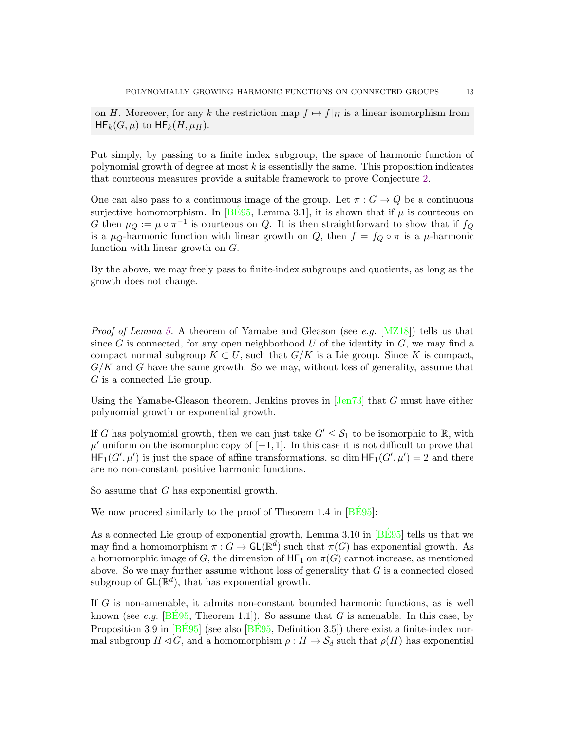on $H$. Moreover, for any $k$ the restriction map $f \mapsto f|_H$ is a linear isomorphism from $\mathsf{HF}_k(G, \mu)$ to $\mathsf{HF}_k(H, \mu_H)$.

Put simply, by passing to a finite index subgroup, the space of harmonic function of polynomial growth of degree at most $k$ is essentially the same. This proposition indicates that courteous measures provide a suitable framework to prove Conjecture 2.

One can also pass to a continuous image of the group. Let $\pi : G \to Q$ be a continuous surjective homomorphism. In [BÉ95, Lemma 3.1], it is shown that if $\mu$ is courteous on $G$ then $\mu_Q := \mu \circ \pi^{-1}$ is courteous on $Q$. It is then straightforward to show that if $f_Q$ is a $\mu_Q$-harmonic function with linear growth on $Q$, then $f = f_Q \circ \pi$ is a $\mu$-harmonic function with linear growth on $G$.

By the above, we may freely pass to finite-index subgroups and quotients, as long as the growth does not change.

*Proof of Lemma 5.* A theorem of Yamabe and Gleason (see *e.g.* [MZ18]) tells us that since $G$ is connected, for any open neighborhood $U$ of the identity in $G$, we may find a compact normal subgroup $K \subset U$, such that $G/K$ is a Lie group. Since $K$ is compact, $G/K$ and $G$ have the same growth. So we may, without loss of generality, assume that $G$ is a connected Lie group.

Using the Yamabe-Gleason theorem, Jenkins proves in [Jen73] that $G$ must have either polynomial growth or exponential growth.

If $G$ has polynomial growth, then we can just take $G' \leq \mathcal{S}_1$ to be isomorphic to $\mathbb{R}$, with $\mu'$ uniform on the isomorphic copy of $[-1, 1]$. In this case it is not difficult to prove that $\mathsf{HF}_1(G', \mu')$ is just the space of affine transformations, so $\dim \mathsf{HF}_1(G', \mu') = 2$ and there are no non-constant positive harmonic functions.

So assume that $G$ has exponential growth.

We now proceed similarly to the proof of Theorem 1.4 in [BÉ95]:

As a connected Lie group of exponential growth, Lemma 3.10 in [BÉ95] tells us that we may find a homomorphism $\pi : G \to \mathsf{GL}(\mathbb{R}^d)$ such that $\pi(G)$ has exponential growth. As a homomorphic image of $G$, the dimension of $\mathsf{HF}_1$ on $\pi(G)$ cannot increase, as mentioned above. So we may further assume without loss of generality that $G$ is a connected closed subgroup of $\mathsf{GL}(\mathbb{R}^d)$, that has exponential growth.

If $G$ is non-amenable, it admits non-constant bounded harmonic functions, as is well known (see *e.g.* [BÉ95, Theorem 1.1]). So assume that $G$ is amenable. In this case, by Proposition 3.9 in [BÉ95] (see also [BÉ95, Definition 3.5]) there exist a finite-index normal subgroup $H \lhd G$, and a homomorphism $\rho : H \to \mathcal{S}_d$ such that $\rho(H)$ has exponential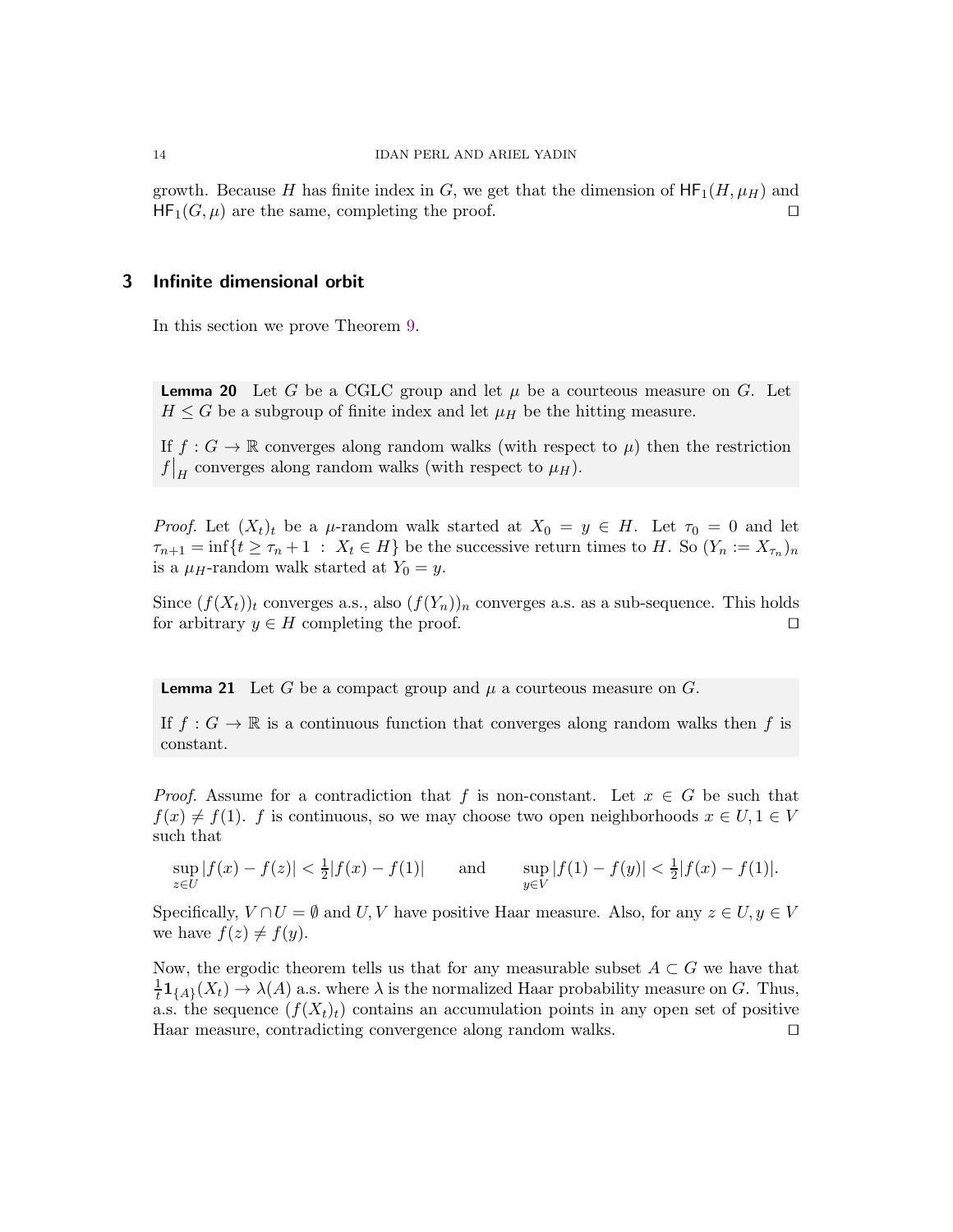growth. Because $H$ has finite index in $G$, we get that the dimension of $\mathsf{HF}_1(H, \mu_H)$ and $\mathsf{HF}_1(G, \mu)$ are the same, completing the proof. ☐

## 3 Infinite dimensional orbit

In this section we prove Theorem 9.

**Lemma 20** Let $G$ be a CGLC group and let $\mu$ be a courteous measure on $G$. Let $H \leq G$ be a subgroup of finite index and let $\mu_H$ be the hitting measure.

If $f : G \to \mathbb{R}$ converges along random walks (with respect to $\mu$) then the restriction $f\big|_H$ converges along random walks (with respect to $\mu_H$).

*Proof.* Let $(X_t)_t$ be a $\mu$-random walk started at $X_0 = y \in H$. Let $\tau_0 = 0$ and let $\tau_{n+1} = \inf\{t \geq \tau_n + 1 \ : \ X_t \in H\}$ be the successive return times to $H$. So $(Y_n := X_{\tau_n})_n$ is a $\mu_H$-random walk started at $Y_0 = y$.

Since $(f(X_t))_t$ converges a.s., also $(f(Y_n))_n$ converges a.s. as a sub-sequence. This holds for arbitrary $y \in H$ completing the proof. ☐

**Lemma 21** Let $G$ be a compact group and $\mu$ a courteous measure on $G$.

If $f : G \to \mathbb{R}$ is a continuous function that converges along random walks then $f$ is constant.

*Proof.* Assume for a contradiction that $f$ is non-constant. Let $x \in G$ be such that $f(x) \neq f(1)$. $f$ is continuous, so we may choose two open neighborhoods $x \in U, 1 \in V$ such that

$$\sup_{z \in U} |f(x) - f(z)| < \tfrac{1}{2}|f(x) - f(1)| \qquad \text{and} \qquad \sup_{y \in V} |f(1) - f(y)| < \tfrac{1}{2}|f(x) - f(1)|.$$

Specifically, $V \cap U = \emptyset$ and $U, V$ have positive Haar measure. Also, for any $z \in U, y \in V$ we have $f(z) \neq f(y)$.

Now, the ergodic theorem tells us that for any measurable subset $A \subset G$ we have that $\frac{1}{t}\mathbf{1}_{\{A\}}(X_t) \to \lambda(A)$ a.s. where $\lambda$ is the normalized Haar probability measure on $G$. Thus, a.s. the sequence $(f(X_t)_t)$ contains an accumulation points in any open set of positive Haar measure, contradicting convergence along random walks. ☐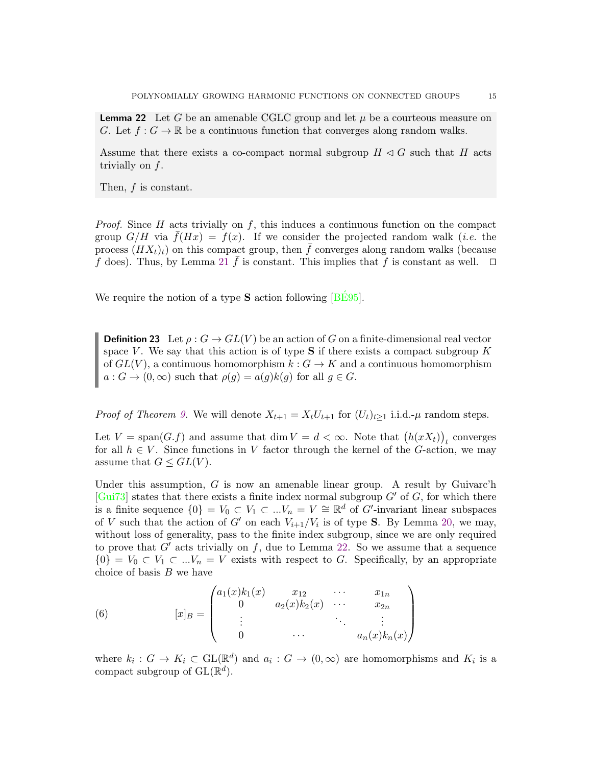**Lemma 22** Let $G$ be an amenable CGLC group and let $\mu$ be a courteous measure on $G$. Let $f : G \to \mathbb{R}$ be a continuous function that converges along random walks.

Assume that there exists a co-compact normal subgroup $H \lhd G$ such that $H$ acts trivially on $f$.

Then, $f$ is constant.

*Proof.* Since $H$ acts trivially on $f$, this induces a continuous function on the compact group $G/H$ via $\bar{f}(Hx) = f(x)$. If we consider the projected random walk (*i.e.* the process $(HX_t)_t$) on this compact group, then $\bar{f}$ converges along random walks (because $f$ does). Thus, by Lemma 21 $\bar{f}$ is constant. This implies that $f$ is constant as well. ◻

We require the notion of a type $\mathbf{S}$ action following [BÉ95].

**Definition 23** Let $\rho : G \to GL(V)$ be an action of $G$ on a finite-dimensional real vector space $V$. We say that this action is of type $\mathbf{S}$ if there exists a compact subgroup $K$ of $GL(V)$, a continuous homomorphism $k : G \to K$ and a continuous homomorphism $a : G \to (0, \infty)$ such that $\rho(g) = a(g)k(g)$ for all $g \in G$.

*Proof of Theorem 9.* We will denote $X_{t+1} = X_t U_{t+1}$ for $(U_t)_{t\geq 1}$ i.i.d.-$\mu$ random steps.

Let $V = \text{span}(G.f)$ and assume that $\dim V = d < \infty$. Note that $\big(h(xX_t)\big)_t$ converges for all $h \in V$. Since functions in $V$ factor through the kernel of the $G$-action, we may assume that $G \leq GL(V)$.

Under this assumption, $G$ is now an amenable linear group. A result by Guivarc'h [Gui73] states that there exists a finite index normal subgroup $G'$ of $G$, for which there is a finite sequence $\{0\} = V_0 \subset V_1 \subset ...V_n = V \cong \mathbb{R}^d$ of $G'$-invariant linear subspaces of $V$ such that the action of $G'$ on each $V_{i+1}/V_i$ is of type $\mathbf{S}$. By Lemma 20, we may, without loss of generality, pass to the finite index subgroup, since we are only required to prove that $G'$ acts trivially on $f$, due to Lemma 22. So we assume that a sequence $\{0\} = V_0 \subset V_1 \subset ...V_n = V$ exists with respect to $G$. Specifically, by an appropriate choice of basis $B$ we have

$$
[x]_B = \begin{pmatrix} a_1(x)k_1(x) & x_{12} & \cdots & x_{1n} \\ 0 & a_2(x)k_2(x) & \cdots & x_{2n} \\ \vdots & & \ddots & \vdots \\ 0 & \cdots & & a_n(x)k_n(x) \end{pmatrix} \tag{6}
$$

where $k_i : G \to K_i \subset \text{GL}(\mathbb{R}^d)$ and $a_i : G \to (0, \infty)$ are homomorphisms and $K_i$ is a compact subgroup of $\text{GL}(\mathbb{R}^d)$.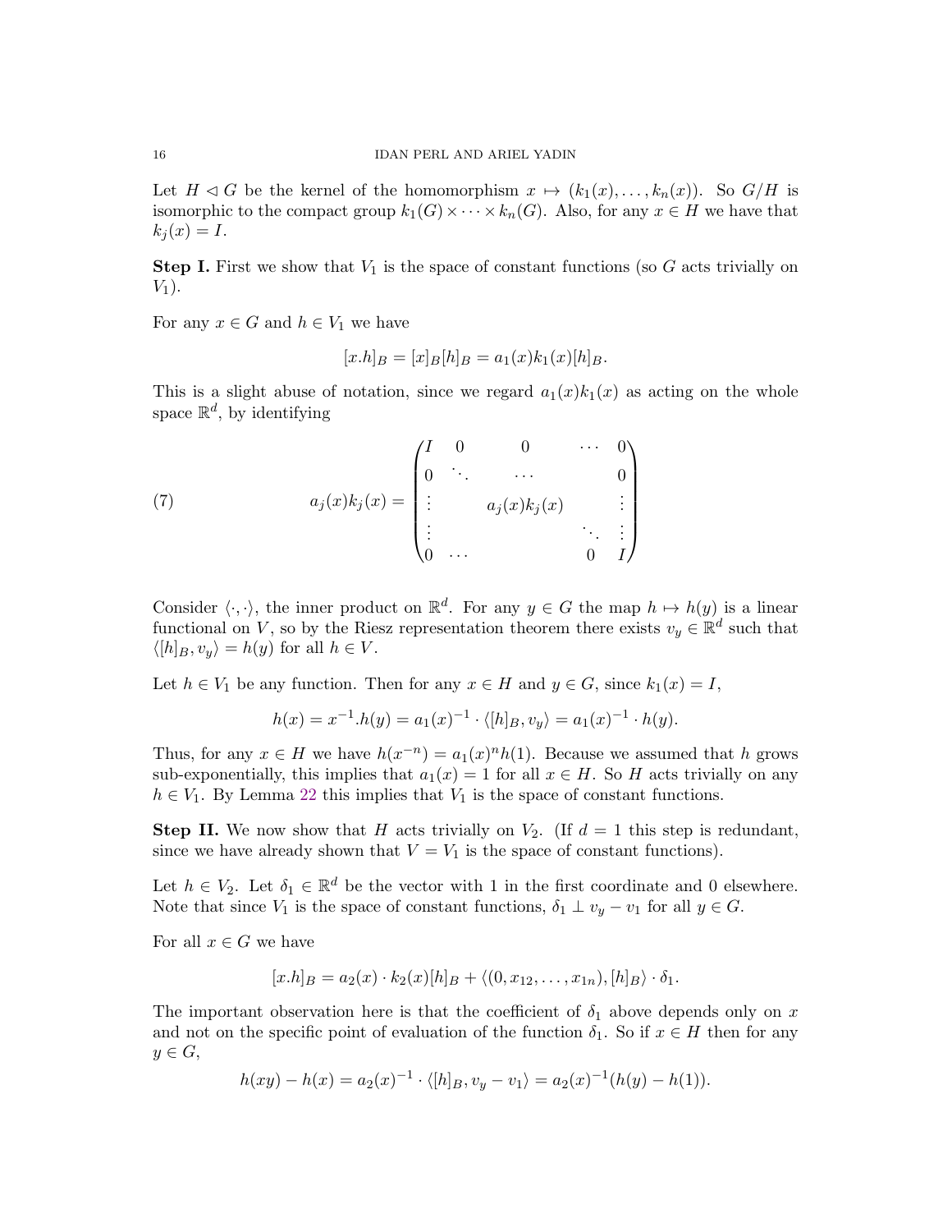Let $H \lhd G$ be the kernel of the homomorphism $x \mapsto (k_1(x), \ldots, k_n(x))$. So $G/H$ is isomorphic to the compact group $k_1(G) \times \cdots \times k_n(G)$. Also, for any $x \in H$ we have that $k_j(x) = I$.

**Step I.** First we show that $V_1$ is the space of constant functions (so $G$ acts trivially on $V_1$).

For any $x \in G$ and $h \in V_1$ we have

$$[x.h]_B = [x]_B[h]_B = a_1(x)k_1(x)[h]_B.$$

This is a slight abuse of notation, since we regard $a_1(x)k_1(x)$ as acting on the whole space $\mathbb{R}^d$, by identifying

$$a_j(x)k_j(x) = \begin{pmatrix} I & 0 & 0 & \cdots & 0 \\ 0 & \ddots & \cdots & & 0 \\ \vdots & & a_j(x)k_j(x) & & \vdots \\ \vdots & & & \ddots & \vdots \\ 0 & \cdots & & 0 & I \end{pmatrix} \tag{7}$$

Consider $\langle \cdot, \cdot \rangle$, the inner product on $\mathbb{R}^d$. For any $y \in G$ the map $h \mapsto h(y)$ is a linear functional on $V$, so by the Riesz representation theorem there exists $v_y \in \mathbb{R}^d$ such that $\langle [h]_B, v_y \rangle = h(y)$ for all $h \in V$.

Let $h \in V_1$ be any function. Then for any $x \in H$ and $y \in G$, since $k_1(x) = I$,

$$h(x) = x^{-1}.h(y) = a_1(x)^{-1} \cdot \langle [h]_B, v_y \rangle = a_1(x)^{-1} \cdot h(y).$$

Thus, for any $x \in H$ we have $h(x^{-n}) = a_1(x)^n h(1)$. Because we assumed that $h$ grows sub-exponentially, this implies that $a_1(x) = 1$ for all $x \in H$. So $H$ acts trivially on any $h \in V_1$. By Lemma 22 this implies that $V_1$ is the space of constant functions.

**Step II.** We now show that $H$ acts trivially on $V_2$. (If $d = 1$ this step is redundant, since we have already shown that $V = V_1$ is the space of constant functions).

Let $h \in V_2$. Let $\delta_1 \in \mathbb{R}^d$ be the vector with 1 in the first coordinate and 0 elsewhere. Note that since $V_1$ is the space of constant functions, $\delta_1 \perp v_y - v_1$ for all $y \in G$.

For all $x \in G$ we have

$$[x.h]_B = a_2(x) \cdot k_2(x)[h]_B + \langle (0, x_{12}, \ldots, x_{1n}), [h]_B \rangle \cdot \delta_1.$$

The important observation here is that the coefficient of $\delta_1$ above depends only on $x$ and not on the specific point of evaluation of the function $\delta_1$. So if $x \in H$ then for any $y \in G$,

$$h(xy) - h(x) = a_2(x)^{-1} \cdot \langle [h]_B, v_y - v_1 \rangle = a_2(x)^{-1}(h(y) - h(1)).$$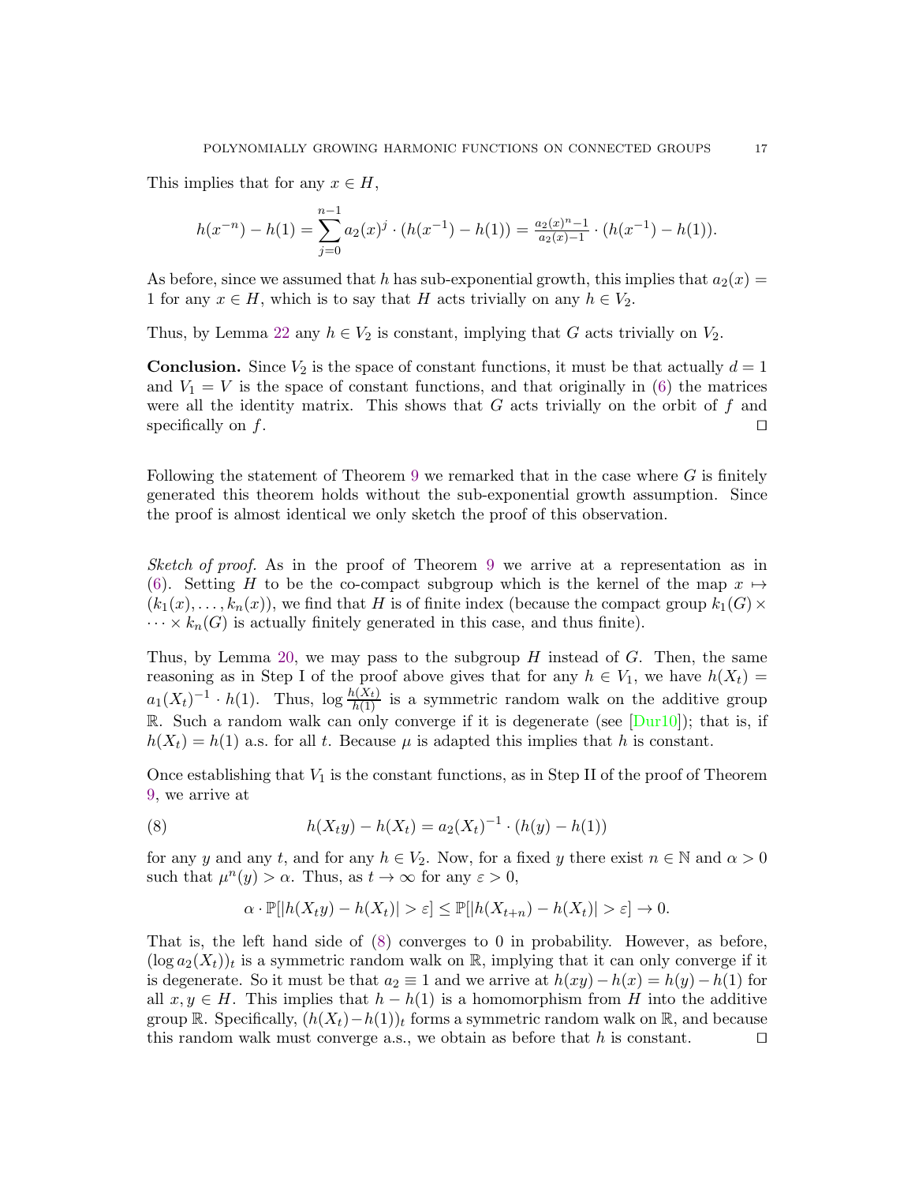This implies that for any $x \in H$,

$$h(x^{-n}) - h(1) = \sum_{j=0}^{n-1} a_2(x)^j \cdot (h(x^{-1}) - h(1)) = \tfrac{a_2(x)^n - 1}{a_2(x) - 1} \cdot (h(x^{-1}) - h(1)).$$

As before, since we assumed that $h$ has sub-exponential growth, this implies that $a_2(x) = 1$ for any $x \in H$, which is to say that $H$ acts trivially on any $h \in V_2$.

Thus, by Lemma 22 any $h \in V_2$ is constant, implying that $G$ acts trivially on $V_2$.

**Conclusion.** Since $V_2$ is the space of constant functions, it must be that actually $d = 1$ and $V_1 = V$ is the space of constant functions, and that originally in (6) the matrices were all the identity matrix. This shows that $G$ acts trivially on the orbit of $f$ and specifically on $f$. ∎

Following the statement of Theorem 9 we remarked that in the case where $G$ is finitely generated this theorem holds without the sub-exponential growth assumption. Since the proof is almost identical we only sketch the proof of this observation.

*Sketch of proof.* As in the proof of Theorem 9 we arrive at a representation as in (6). Setting $H$ to be the co-compact subgroup which is the kernel of the map $x \mapsto (k_1(x), \ldots, k_n(x))$, we find that $H$ is of finite index (because the compact group $k_1(G) \times \cdots \times k_n(G)$ is actually finitely generated in this case, and thus finite).

Thus, by Lemma 20, we may pass to the subgroup $H$ instead of $G$. Then, the same reasoning as in Step I of the proof above gives that for any $h \in V_1$, we have $h(X_t) = a_1(X_t)^{-1} \cdot h(1)$. Thus, $\log \frac{h(X_t)}{h(1)}$ is a symmetric random walk on the additive group $\mathbb{R}$. Such a random walk can only converge if it is degenerate (see [Dur10]); that is, if $h(X_t) = h(1)$ a.s. for all $t$. Because $\mu$ is adapted this implies that $h$ is constant.

Once establishing that $V_1$ is the constant functions, as in Step II of the proof of Theorem 9, we arrive at

$$h(X_t y) - h(X_t) = a_2(X_t)^{-1} \cdot (h(y) - h(1)) \tag{8}$$

for any $y$ and any $t$, and for any $h \in V_2$. Now, for a fixed $y$ there exist $n \in \mathbb{N}$ and $\alpha > 0$ such that $\mu^n(y) > \alpha$. Thus, as $t \to \infty$ for any $\varepsilon > 0$,

$$\alpha \cdot \mathbb{P}[|h(X_t y) - h(X_t)| > \varepsilon] \leq \mathbb{P}[|h(X_{t+n}) - h(X_t)| > \varepsilon] \to 0.$$

That is, the left hand side of (8) converges to 0 in probability. However, as before, $(\log a_2(X_t))_t$ is a symmetric random walk on $\mathbb{R}$, implying that it can only converge if it is degenerate. So it must be that $a_2 \equiv 1$ and we arrive at $h(xy) - h(x) = h(y) - h(1)$ for all $x, y \in H$. This implies that $h - h(1)$ is a homomorphism from $H$ into the additive group $\mathbb{R}$. Specifically, $(h(X_t) - h(1))_t$ forms a symmetric random walk on $\mathbb{R}$, and because this random walk must converge a.s., we obtain as before that $h$ is constant. ∎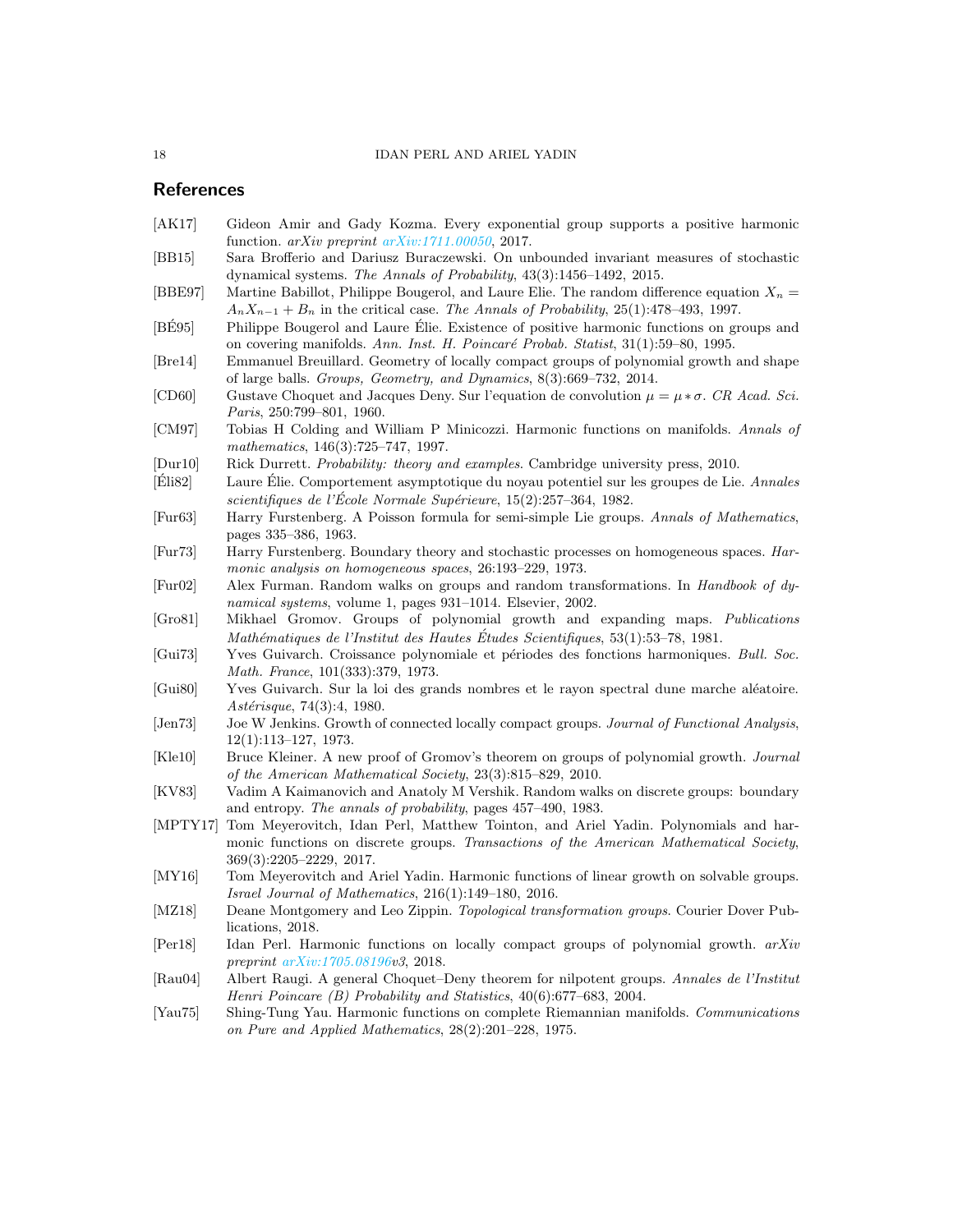## References

[AK17] Gideon Amir and Gady Kozma. Every exponential group supports a positive harmonic function. *arXiv preprint arXiv:1711.00050*, 2017.

[BB15] Sara Brofferio and Dariusz Buraczewski. On unbounded invariant measures of stochastic dynamical systems. *The Annals of Probability*, 43(3):1456–1492, 2015.

[BBE97] Martine Babillot, Philippe Bougerol, and Laure Elie. The random difference equation $X_n = A_n X_{n-1} + B_n$ in the critical case. *The Annals of Probability*, 25(1):478–493, 1997.

[BÉ95] Philippe Bougerol and Laure Élie. Existence of positive harmonic functions on groups and on covering manifolds. *Ann. Inst. H. Poincaré Probab. Statist*, 31(1):59–80, 1995.

[Bre14] Emmanuel Breuillard. Geometry of locally compact groups of polynomial growth and shape of large balls. *Groups, Geometry, and Dynamics*, 8(3):669–732, 2014.

[CD60] Gustave Choquet and Jacques Deny. Sur l'equation de convolution $\mu = \mu * \sigma$. *CR Acad. Sci. Paris*, 250:799–801, 1960.

[CM97] Tobias H Colding and William P Minicozzi. Harmonic functions on manifolds. *Annals of mathematics*, 146(3):725–747, 1997.

[Dur10] Rick Durrett. *Probability: theory and examples*. Cambridge university press, 2010.

[Éli82] Laure Élie. Comportement asymptotique du noyau potentiel sur les groupes de Lie. *Annales scientifiques de l'École Normale Supérieure*, 15(2):257–364, 1982.

[Fur63] Harry Furstenberg. A Poisson formula for semi-simple Lie groups. *Annals of Mathematics*, pages 335–386, 1963.

[Fur73] Harry Furstenberg. Boundary theory and stochastic processes on homogeneous spaces. *Harmonic analysis on homogeneous spaces*, 26:193–229, 1973.

[Fur02] Alex Furman. Random walks on groups and random transformations. In *Handbook of dynamical systems*, volume 1, pages 931–1014. Elsevier, 2002.

[Gro81] Mikhael Gromov. Groups of polynomial growth and expanding maps. *Publications Mathématiques de l'Institut des Hautes Études Scientifiques*, 53(1):53–78, 1981.

[Gui73] Yves Guivarch. Croissance polynomiale et périodes des fonctions harmoniques. *Bull. Soc. Math. France*, 101(333):379, 1973.

[Gui80] Yves Guivarch. Sur la loi des grands nombres et le rayon spectral dune marche aléatoire. *Astérisque*, 74(3):4, 1980.

[Jen73] Joe W Jenkins. Growth of connected locally compact groups. *Journal of Functional Analysis*, 12(1):113–127, 1973.

[Kle10] Bruce Kleiner. A new proof of Gromov's theorem on groups of polynomial growth. *Journal of the American Mathematical Society*, 23(3):815–829, 2010.

[KV83] Vadim A Kaimanovich and Anatoly M Vershik. Random walks on discrete groups: boundary and entropy. *The annals of probability*, pages 457–490, 1983.

[MPTY17] Tom Meyerovitch, Idan Perl, Matthew Tointon, and Ariel Yadin. Polynomials and harmonic functions on discrete groups. *Transactions of the American Mathematical Society*, 369(3):2205–2229, 2017.

[MY16] Tom Meyerovitch and Ariel Yadin. Harmonic functions of linear growth on solvable groups. *Israel Journal of Mathematics*, 216(1):149–180, 2016.

[MZ18] Deane Montgomery and Leo Zippin. *Topological transformation groups*. Courier Dover Publications, 2018.

[Per18] Idan Perl. Harmonic functions on locally compact groups of polynomial growth. *arXiv preprint arXiv:1705.08196v3*, 2018.

[Rau04] Albert Raugi. A general Choquet–Deny theorem for nilpotent groups. *Annales de l'Institut Henri Poincare (B) Probability and Statistics*, 40(6):677–683, 2004.

[Yau75] Shing-Tung Yau. Harmonic functions on complete Riemannian manifolds. *Communications on Pure and Applied Mathematics*, 28(2):201–228, 1975.